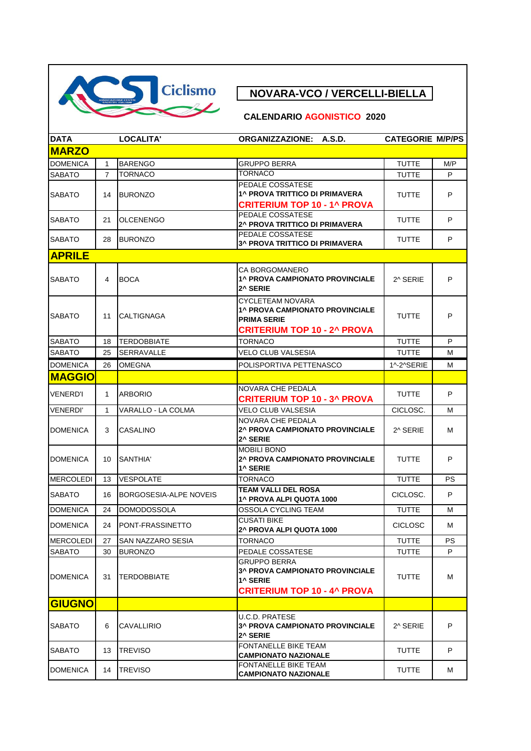ACSI Ciclismo

# NOVARA-VCO / VERCELLI-BIELLA

**CALENDARIO AGONISTICO 2020**

| DATA | | LOCALITA' | ORGANIZZAZIONE: A.S.D. | CATEGORIE | M/P/PS |
|---|---|---|---|---|---|
| **MARZO** | | | | | |
| DOMENICA | 1 | BARENGO | GRUPPO BERRA | TUTTE | M/P |
| SABATO | 7 | TORNACO | TORNACO | TUTTE | P |
| SABATO | 14 | BURONZO | PEDALE COSSATESE **1^ PROVA TRITTICO DI PRIMAVERA** **CRITERIUM TOP 10 - 1^ PROVA** | TUTTE | P |
| SABATO | 21 | OLCENENGO | PEDALE COSSATESE **2^ PROVA TRITTICO DI PRIMAVERA** | TUTTE | P |
| SABATO | 28 | BURONZO | PEDALE COSSATESE **3^ PROVA TRITTICO DI PRIMAVERA** | TUTTE | P |
| **APRILE** | | | | | |
| SABATO | 4 | BOCA | CA BORGOMANERO **1^ PROVA CAMPIONATO PROVINCIALE 2^ SERIE** | 2^ SERIE | P |
| SABATO | 11 | CALTIGNAGA | CYCLETEAM NOVARA **1^ PROVA CAMPIONATO PROVINCIALE PRIMA SERIE** **CRITERIUM TOP 10 - 2^ PROVA** | TUTTE | P |
| SABATO | 18 | TERDOBBIATE | TORNACO | TUTTE | P |
| SABATO | 25 | SERRAVALLE | VELO CLUB VALSESIA | TUTTE | M |
| DOMENICA | 26 | OMEGNA | POLISPORTIVA PETTENASCO | 1^-2^SERIE | M |
| **MAGGIO** | | | | | |
| VENERD'I | 1 | ARBORIO | NOVARA CHE PEDALA **CRITERIUM TOP 10 - 3^ PROVA** | TUTTE | P |
| VENERDI' | 1 | VARALLO - LA COLMA | VELO CLUB VALSESIA | CICLOSC. | M |
| DOMENICA | 3 | CASALINO | NOVARA CHE PEDALA **2^ PROVA CAMPIONATO PROVINCIALE 2^ SERIE** | 2^ SERIE | M |
| DOMENICA | 10 | SANTHIA' | MOBILI BONO **2^ PROVA CAMPIONATO PROVINCIALE 1^ SERIE** | TUTTE | P |
| MERCOLEDI | 13 | VESPOLATE | TORNACO | TUTTE | PS |
| SABATO | 16 | BORGOSESIA-ALPE NOVEIS | **TEAM VALLI DEL ROSA 1^ PROVA ALPI QUOTA 1000** | CICLOSC. | P |
| DOMENICA | 24 | DOMODOSSOLA | OSSOLA CYCLING TEAM | TUTTE | M |
| DOMENICA | 24 | PONT-FRASSINETTO | CUSATI BIKE **2^ PROVA ALPI QUOTA 1000** | CICLOSC | M |
| MERCOLEDI | 27 | SAN NAZZARO SESIA | TORNACO | TUTTE | PS |
| SABATO | 30 | BURONZO | PEDALE COSSATESE | TUTTE | P |
| DOMENICA | 31 | TERDOBBIATE | GRUPPO BERRA **3^ PROVA CAMPIONATO PROVINCIALE 1^ SERIE** **CRITERIUM TOP 10 - 4^ PROVA** | TUTTE | M |
| **GIUGNO** | | | | | |
| SABATO | 6 | CAVALLIRIO | U.C.D. PRATESE **3^ PROVA CAMPIONATO PROVINCIALE 2^ SERIE** | 2^ SERIE | P |
| SABATO | 13 | TREVISO | FONTANELLE BIKE TEAM **CAMPIONATO NAZIONALE** | TUTTE | P |
| DOMENICA | 14 | TREVISO | FONTANELLE BIKE TEAM **CAMPIONATO NAZIONALE** | TUTTE | M |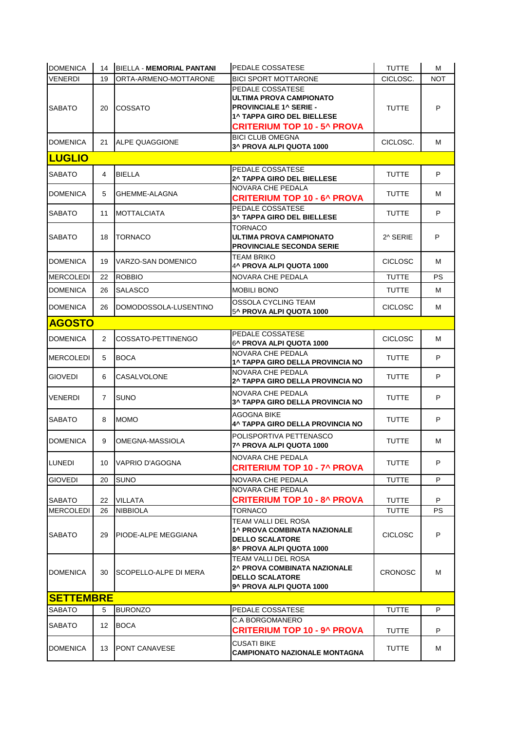| DOMENICA | 14 | BIELLA - **MEMORIAL PANTANI** | PEDALE COSSATESE | TUTTE | M |
|---|---|---|---|---|---|
| VENERDI | 19 | ORTA-ARMENO-MOTTARONE | BICI SPORT MOTTARONE | CICLOSC. | NOT |
| SABATO | 20 | COSSATO | PEDALE COSSATESE<br>**ULTIMA PROVA CAMPIONATO PROVINCIALE 1^ SERIE -**<br>**1^ TAPPA GIRO DEL BIELLESE**<br>**CRITERIUM TOP 10 - 5^ PROVA** | TUTTE | P |
| DOMENICA | 21 | ALPE QUAGGIONE | BICI CLUB OMEGNA<br>**3^ PROVA ALPI QUOTA 1000** | CICLOSC. | M |
| **LUGLIO** | | | | | |
| SABATO | 4 | BIELLA | PEDALE COSSATESE<br>**2^ TAPPA GIRO DEL BIELLESE** | TUTTE | P |
| DOMENICA | 5 | GHEMME-ALAGNA | NOVARA CHE PEDALA<br>**CRITERIUM TOP 10 - 6^ PROVA** | TUTTE | M |
| SABATO | 11 | MOTTALCIATA | PEDALE COSSATESE<br>**3^ TAPPA GIRO DEL BIELLESE** | TUTTE | P |
| SABATO | 18 | TORNACO | TORNACO<br>**ULTIMA PROVA CAMPIONATO PROVINCIALE SECONDA SERIE** | 2^ SERIE | P |
| DOMENICA | 19 | VARZO-SAN DOMENICO | TEAM BRIKO<br>4^ **PROVA ALPI QUOTA 1000** | CICLOSC | M |
| MERCOLEDI | 22 | ROBBIO | NOVARA CHE PEDALA | TUTTE | PS |
| DOMENICA | 26 | SALASCO | MOBILI BONO | TUTTE | M |
| DOMENICA | 26 | DOMODOSSOLA-LUSENTINO | OSSOLA CYCLING TEAM<br>5^ **PROVA ALPI QUOTA 1000** | CICLOSC | M |
| **AGOSTO** | | | | | |
| DOMENICA | 2 | COSSATO-PETTINENGO | PEDALE COSSATESE<br>6^ **PROVA ALPI QUOTA 1000** | CICLOSC | M |
| MERCOLEDI | 5 | BOCA | NOVARA CHE PEDALA<br>**1^ TAPPA GIRO DELLA PROVINCIA NO** | TUTTE | P |
| GIOVEDI | 6 | CASALVOLONE | NOVARA CHE PEDALA<br>**2^ TAPPA GIRO DELLA PROVINCIA NO** | TUTTE | P |
| VENERDI | 7 | SUNO | NOVARA CHE PEDALA<br>**3^ TAPPA GIRO DELLA PROVINCIA NO** | TUTTE | P |
| SABATO | 8 | MOMO | AGOGNA BIKE<br>**4^ TAPPA GIRO DELLA PROVINCIA NO** | TUTTE | P |
| DOMENICA | 9 | OMEGNA-MASSIOLA | POLISPORTIVA PETTENASCO<br>**7^ PROVA ALPI QUOTA 1000** | TUTTE | M |
| LUNEDI | 10 | VAPRIO D'AGOGNA | NOVARA CHE PEDALA<br>**CRITERIUM TOP 10 - 7^ PROVA** | TUTTE | P |
| GIOVEDI | 20 | SUNO | NOVARA CHE PEDALA | TUTTE | P |
| SABATO | 22 | VILLATA | NOVARA CHE PEDALA<br>**CRITERIUM TOP 10 - 8^ PROVA** | TUTTE | P |
| MERCOLEDI | 26 | NIBBIOLA | TORNACO | TUTTE | PS |
| SABATO | 29 | PIODE-ALPE MEGGIANA | TEAM VALLI DEL ROSA<br>**1^ PROVA COMBINATA NAZIONALE DELLO SCALATORE**<br>**8^ PROVA ALPI QUOTA 1000** | CICLOSC | P |
| DOMENICA | 30 | SCOPELLO-ALPE DI MERA | TEAM VALLI DEL ROSA<br>**2^ PROVA COMBINATA NAZIONALE DELLO SCALATORE**<br>**9^ PROVA ALPI QUOTA 1000** | CRONOSC | M |
| **SETTEMBRE** | | | | | |
| SABATO | 5 | BURONZO | PEDALE COSSATESE | TUTTE | P |
| SABATO | 12 | BOCA | C.A BORGOMANERO<br>**CRITERIUM TOP 10 - 9^ PROVA** | TUTTE | P |
| DOMENICA | 13 | PONT CANAVESE | CUSATI BIKE<br>**CAMPIONATO NAZIONALE MONTAGNA** | TUTTE | M |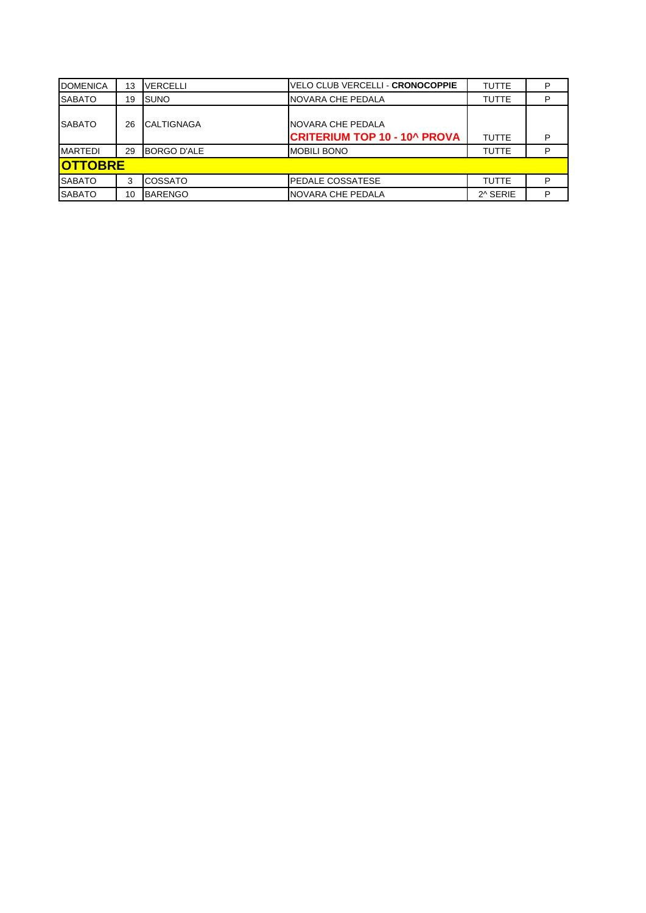| | | | | | |
|---|---|---|---|---|---|
| DOMENICA | 13 | VERCELLI | VELO CLUB VERCELLI - **CRONOCOPPIE** | TUTTE | P |
| SABATO | 19 | SUNO | NOVARA CHE PEDALA | TUTTE | P |
| SABATO | 26 | CALTIGNAGA | NOVARA CHE PEDALA **CRITERIUM TOP 10 - 10^ PROVA** | TUTTE | P |
| MARTEDI | 29 | BORGO D'ALE | MOBILI BONO | TUTTE | P |
| **OTTOBRE** | | | | | |
| SABATO | 3 | COSSATO | PEDALE COSSATESE | TUTTE | P |
| SABATO | 10 | BARENGO | NOVARA CHE PEDALA | 2^ SERIE | P |